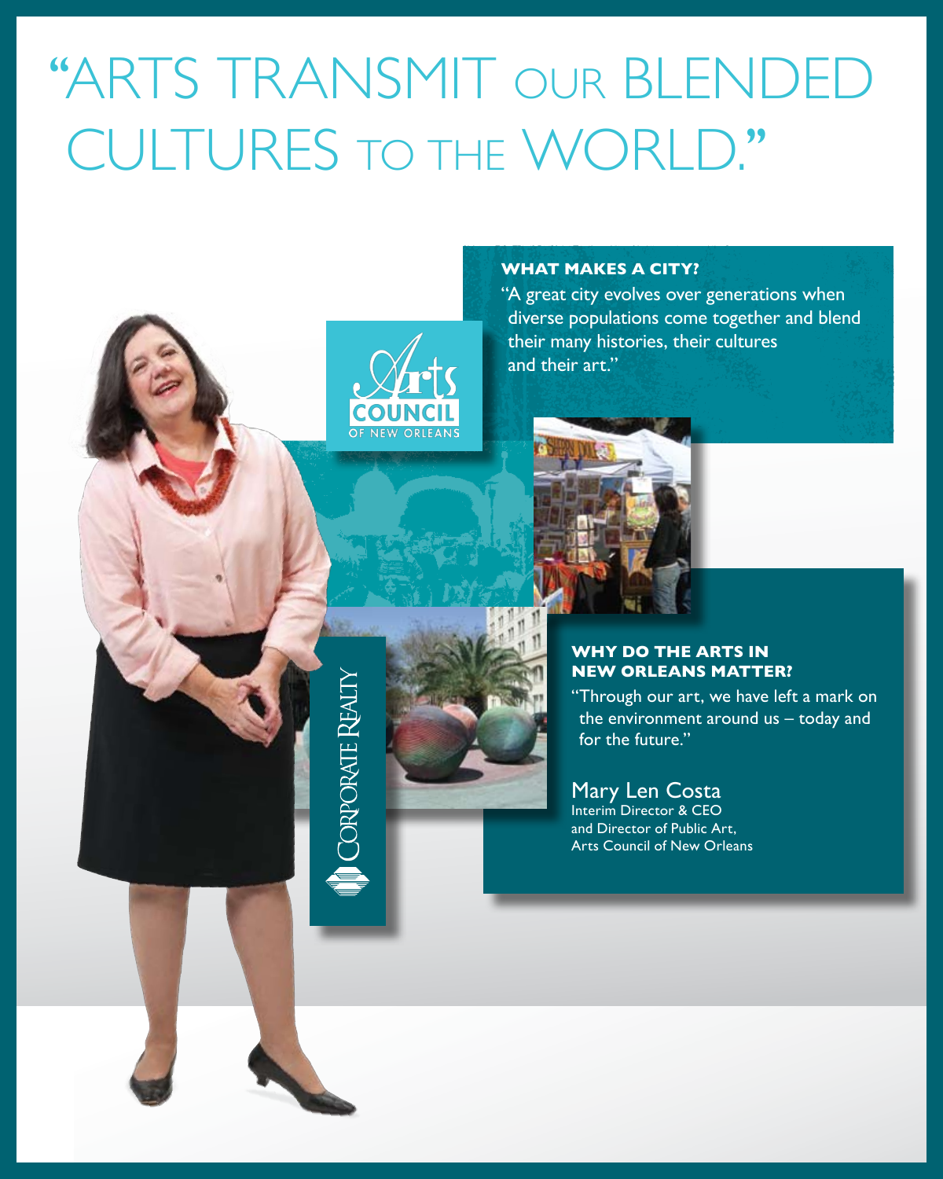# "ARTS TRANSMIT OUR BLENDED CULTURES TO THE WORLD."

**WHAT MAKES A CITY?**

"A great city evolves over generations when diverse populations come together and blend their many histories, their cultures and their art."

Arts COUNCIL OF NEW ORLEANS

**WHY DO THE ARTS IN NEW ORLEANS MATTER?**

"Through our art, we have left a mark on the environment around us – today and for the future."

Mary Len Costa
Interim Director & CEO
and Director of Public Art,
Arts Council of New Orleans

CORPORATE REALTY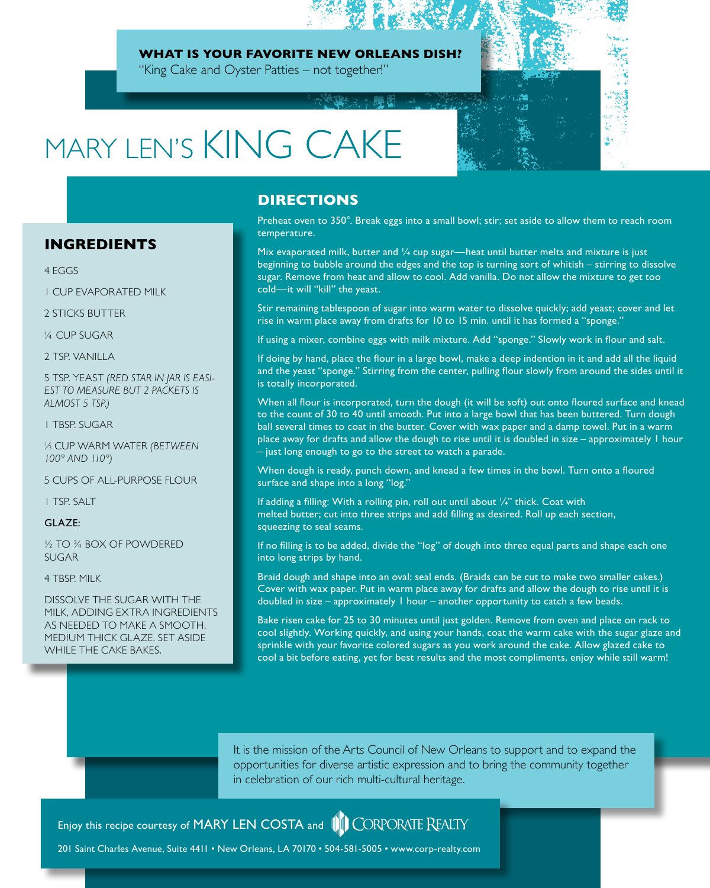**WHAT IS YOUR FAVORITE NEW ORLEANS DISH?**
"King Cake and Oyster Patties – not together!"

# MARY LEN'S KING CAKE

## INGREDIENTS

4 EGGS

1 CUP EVAPORATED MILK

2 STICKS BUTTER

¼ CUP SUGAR

2 TSP. VANILLA

5 TSP. YEAST *(RED STAR IN JAR IS EASIEST TO MEASURE BUT 2 PACKETS IS ALMOST 5 TSP.)*

1 TBSP. SUGAR

⅓ CUP WARM WATER *(BETWEEN 100° AND 110°)*

5 CUPS OF ALL-PURPOSE FLOUR

1 TSP. SALT

GLAZE:

½ TO ¾ BOX OF POWDERED SUGAR

4 TBSP. MILK

DISSOLVE THE SUGAR WITH THE MILK, ADDING EXTRA INGREDIENTS AS NEEDED TO MAKE A SMOOTH, MEDIUM THICK GLAZE. SET ASIDE WHILE THE CAKE BAKES.

## DIRECTIONS

Preheat oven to 350°. Break eggs into a small bowl; stir; set aside to allow them to reach room temperature.

Mix evaporated milk, butter and ¼ cup sugar—heat until butter melts and mixture is just beginning to bubble around the edges and the top is turning sort of whitish – stirring to dissolve sugar. Remove from heat and allow to cool. Add vanilla. Do not allow the mixture to get too cold—it will "kill" the yeast.

Stir remaining tablespoon of sugar into warm water to dissolve quickly; add yeast; cover and let rise in warm place away from drafts for 10 to 15 min. until it has formed a "sponge."

If using a mixer, combine eggs with milk mixture. Add "sponge." Slowly work in flour and salt.

If doing by hand, place the flour in a large bowl, make a deep indention in it and add all the liquid and the yeast "sponge." Stirring from the center, pulling flour slowly from around the sides until it is totally incorporated.

When all flour is incorporated, turn the dough (it will be soft) out onto floured surface and knead to the count of 30 to 40 until smooth. Put into a large bowl that has been buttered. Turn dough ball several times to coat in the butter. Cover with wax paper and a damp towel. Put in a warm place away for drafts and allow the dough to rise until it is doubled in size – approximately 1 hour – just long enough to go to the street to watch a parade.

When dough is ready, punch down, and knead a few times in the bowl. Turn onto a floured surface and shape into a long "log."

If adding a filling: With a rolling pin, roll out until about ¼" thick. Coat with melted butter; cut into three strips and add filling as desired. Roll up each section, squeezing to seal seams.

If no filling is to be added, divide the "log" of dough into three equal parts and shape each one into long strips by hand.

Braid dough and shape into an oval; seal ends. (Braids can be cut to make two smaller cakes.) Cover with wax paper. Put in warm place away for drafts and allow the dough to rise until it is doubled in size – approximately 1 hour – another opportunity to catch a few beads.

Bake risen cake for 25 to 30 minutes until just golden. Remove from oven and place on rack to cool slightly. Working quickly, and using your hands, coat the warm cake with the sugar glaze and sprinkle with your favorite colored sugars as you work around the cake. Allow glazed cake to cool a bit before eating, yet for best results and the most compliments, enjoy while still warm!

It is the mission of the Arts Council of New Orleans to support and to expand the opportunities for diverse artistic expression and to bring the community together in celebration of our rich multi-cultural heritage.

Enjoy this recipe courtesy of MARY LEN COSTA and CORPORATE REALTY

201 Saint Charles Avenue, Suite 4411 • New Orleans, LA 70170 • 504-581-5005 • www.corp-realty.com